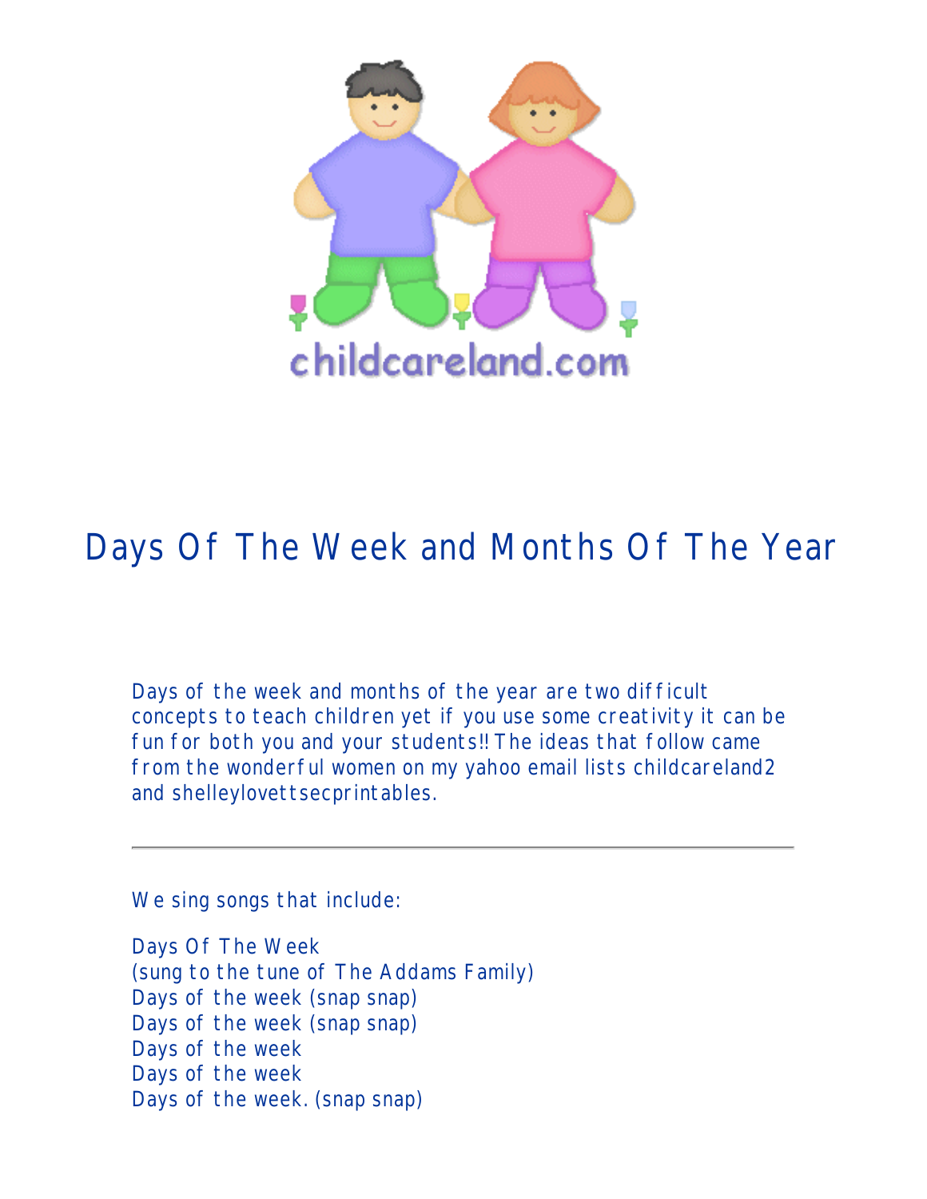childcareland.com

# Days Of The Week and Months Of The Year

Days of the week and months of the year are two difficult concepts to teach children yet if you use some creativity it can be fun for both you and your students!! The ideas that follow came from the wonderful women on my yahoo email lists childcareland2 and shelleylovettsecprintables.

---

We sing songs that include:

Days Of The Week
(sung to the tune of The Addams Family)
Days of the week (snap snap)
Days of the week (snap snap)
Days of the week
Days of the week
Days of the week. (snap snap)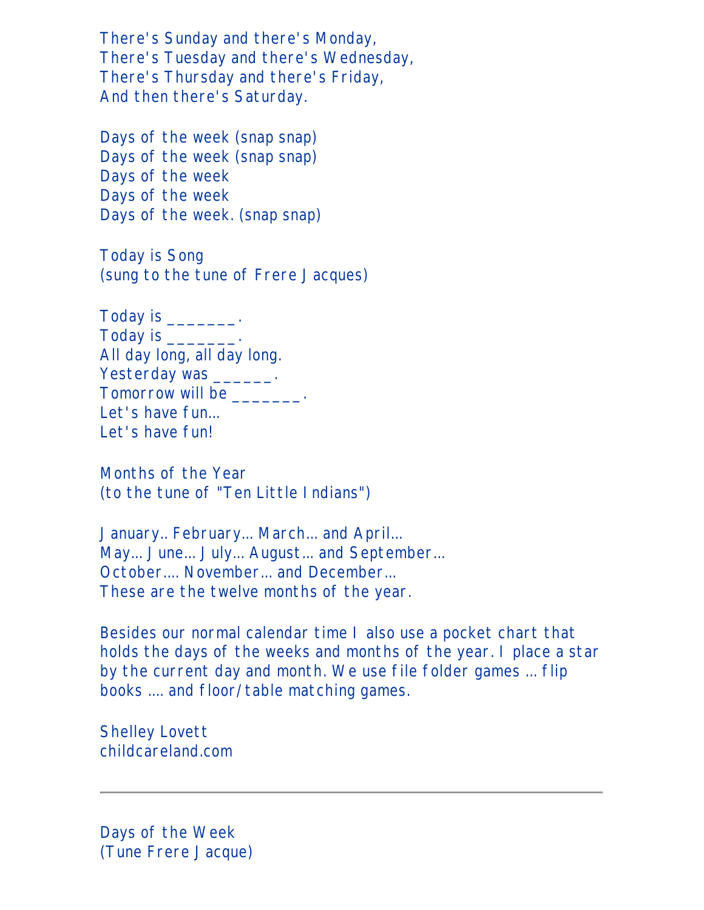There's Sunday and there's Monday,
There's Tuesday and there's Wednesday,
There's Thursday and there's Friday,
And then there's Saturday.

Days of the week (snap snap)
Days of the week (snap snap)
Days of the week
Days of the week
Days of the week. (snap snap)

Today is Song
(sung to the tune of Frere Jacques)

Today is _______.
Today is _______.
All day long, all day long.
Yesterday was ______.
Tomorrow will be _______.
Let's have fun...
Let's have fun!

Months of the Year
(to the tune of "Ten Little Indians")

January.. February... March... and April...
May... June... July... August... and September...
October.... November... and December...
These are the twelve months of the year.

Besides our normal calendar time I also use a pocket chart that holds the days of the weeks and months of the year. I place a star by the current day and month. We use file folder games ... flip books .... and floor/table matching games.

Shelley Lovett
childcareland.com

---

Days of the Week
(Tune Frere Jacque)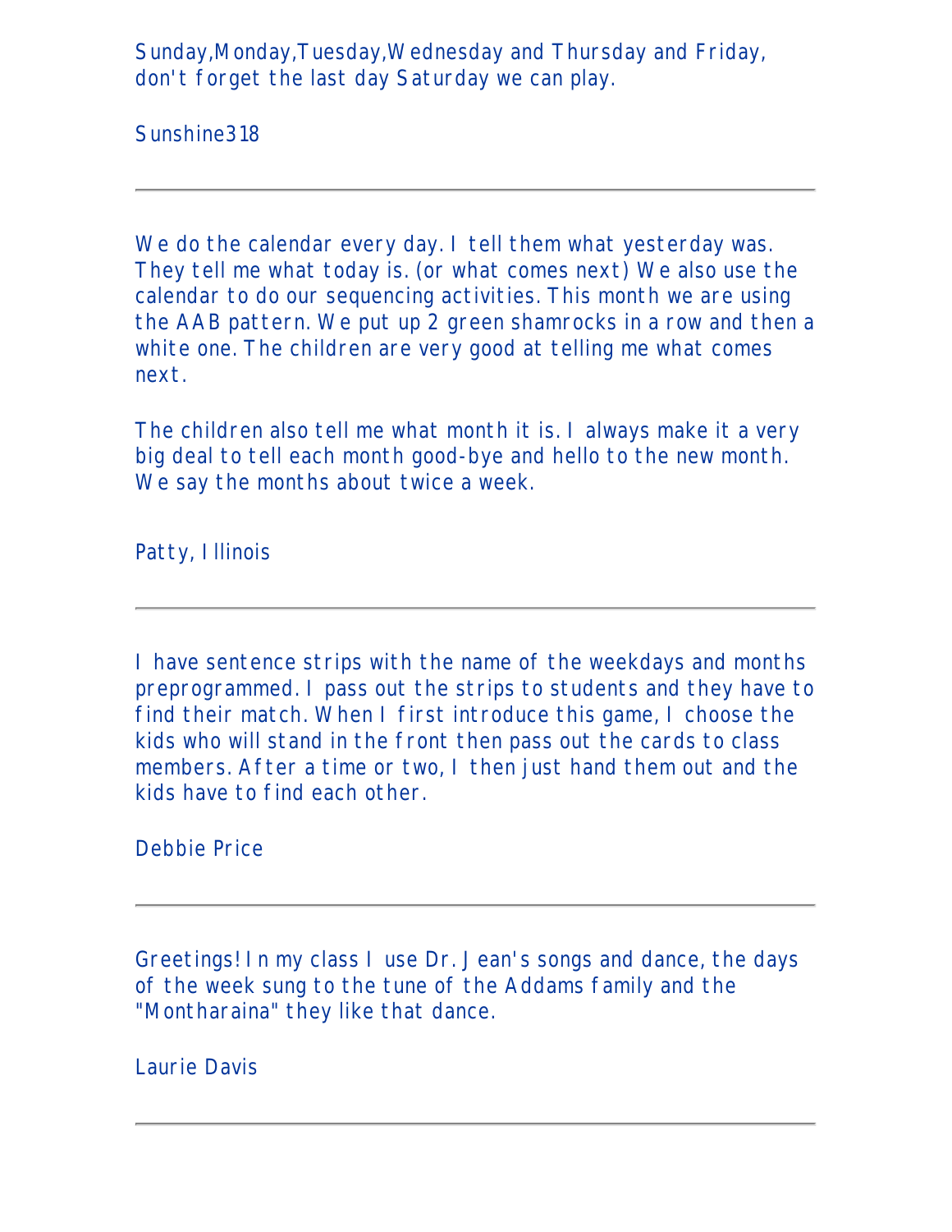Sunday,Monday,Tuesday,Wednesday and Thursday and Friday, don't forget the last day Saturday we can play.

Sunshine318

---

We do the calendar every day. I tell them what yesterday was. They tell me what today is. (or what comes next) We also use the calendar to do our sequencing activities. This month we are using the AAB pattern. We put up 2 green shamrocks in a row and then a white one. The children are very good at telling me what comes next.

The children also tell me what month it is. I always make it a very big deal to tell each month good-bye and hello to the new month. We say the months about twice a week.

Patty, Illinois

---

I have sentence strips with the name of the weekdays and months preprogrammed. I pass out the strips to students and they have to find their match. When I first introduce this game, I choose the kids who will stand in the front then pass out the cards to class members. After a time or two, I then just hand them out and the kids have to find each other.

Debbie Price

---

Greetings! In my class I use Dr. Jean's songs and dance, the days of the week sung to the tune of the Addams family and the "Montharaina" they like that dance.

Laurie Davis

---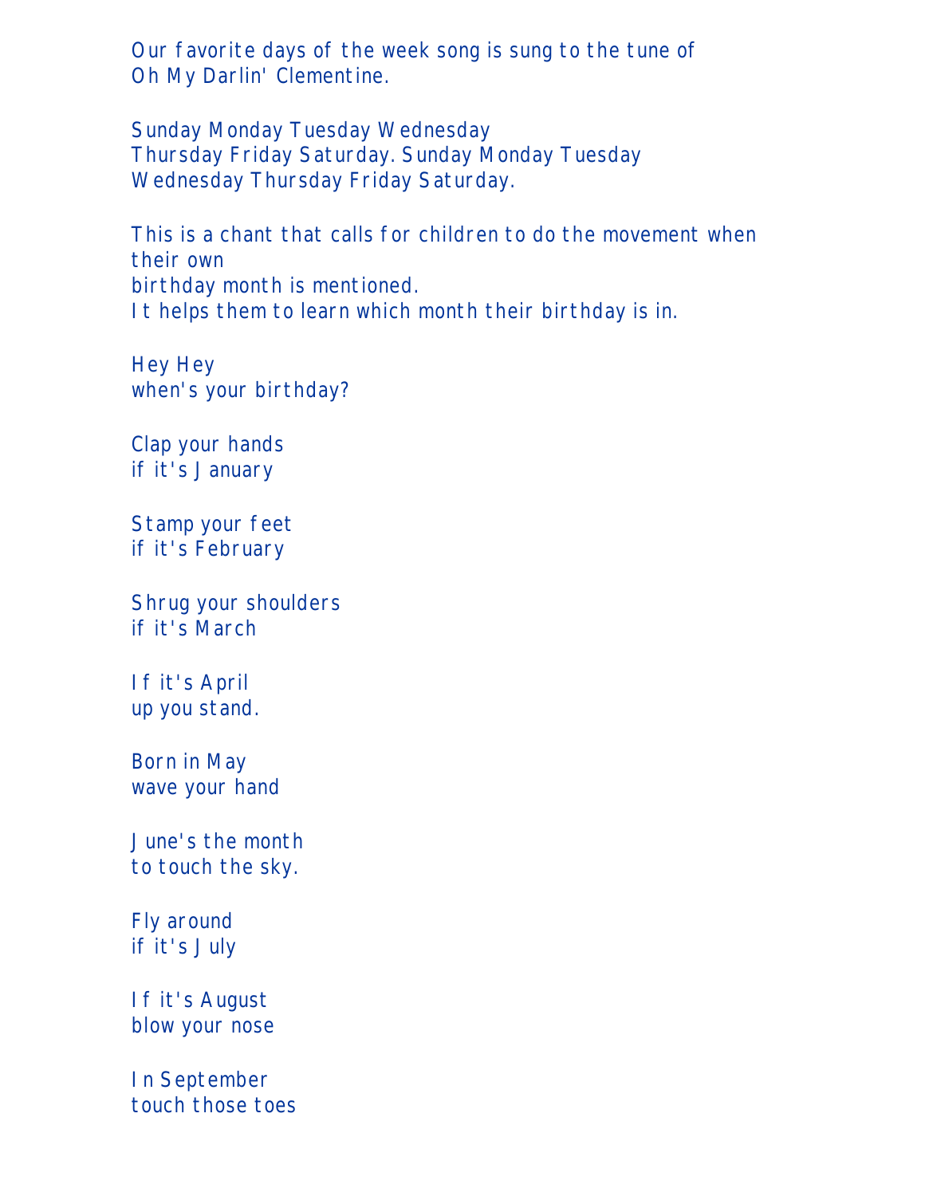Our favorite days of the week song is sung to the tune of
Oh My Darlin' Clementine.

Sunday Monday Tuesday Wednesday
Thursday Friday Saturday. Sunday Monday Tuesday
Wednesday Thursday Friday Saturday.

This is a chant that calls for children to do the movement when their own
birthday month is mentioned.
It helps them to learn which month their birthday is in.

Hey Hey
when's your birthday?

Clap your hands
if it's January

Stamp your feet
if it's February

Shrug your shoulders
if it's March

If it's April
up you stand.

Born in May
wave your hand

June's the month
to touch the sky.

Fly around
if it's July

If it's August
blow your nose

In September
touch those toes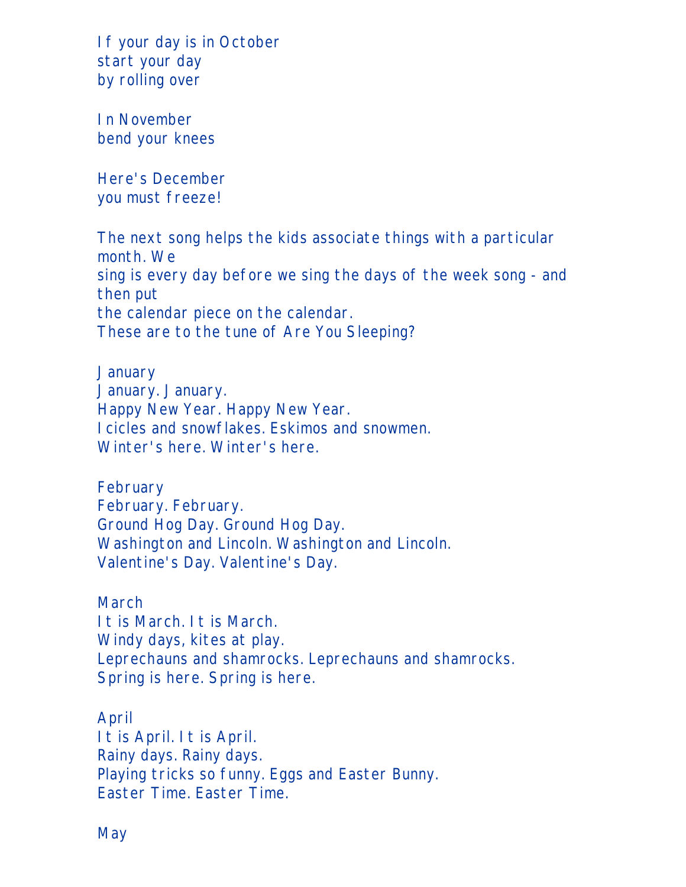If your day is in October
start your day
by rolling over

In November
bend your knees

Here's December
you must freeze!

The next song helps the kids associate things with a particular month. We
sing is every day before we sing the days of the week song - and then put
the calendar piece on the calendar.
These are to the tune of Are You Sleeping?

January
January. January.
Happy New Year. Happy New Year.
Icicles and snowflakes. Eskimos and snowmen.
Winter's here. Winter's here.

February
February. February.
Ground Hog Day. Ground Hog Day.
Washington and Lincoln. Washington and Lincoln.
Valentine's Day. Valentine's Day.

March
It is March. It is March.
Windy days, kites at play.
Leprechauns and shamrocks. Leprechauns and shamrocks.
Spring is here. Spring is here.

April
It is April. It is April.
Rainy days. Rainy days.
Playing tricks so funny. Eggs and Easter Bunny.
Easter Time. Easter Time.

May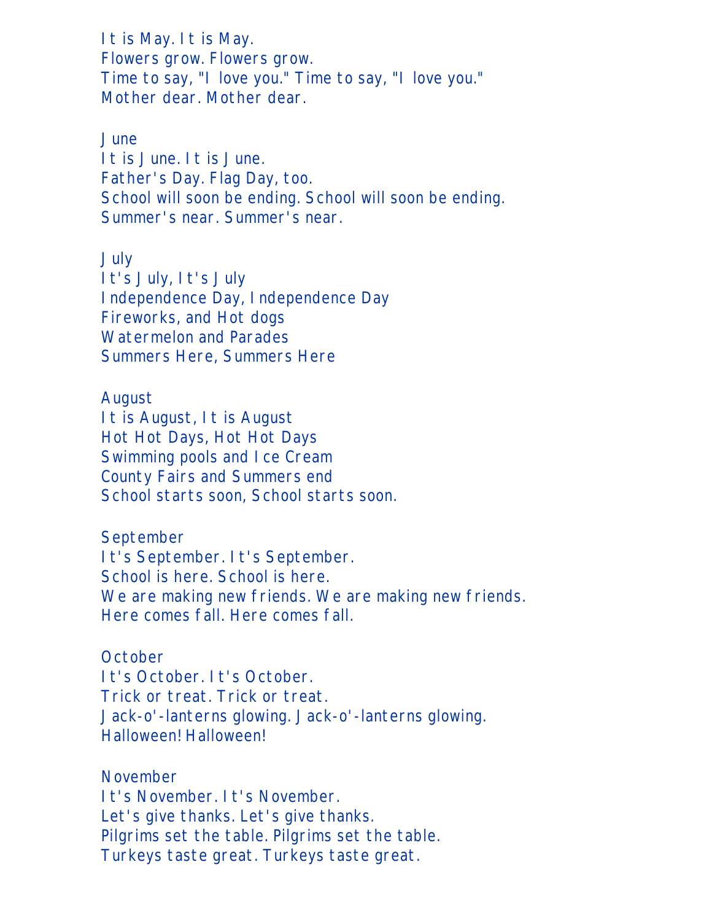It is May. It is May.
Flowers grow. Flowers grow.
Time to say, "I love you." Time to say, "I love you."
Mother dear. Mother dear.

June
It is June. It is June.
Father's Day. Flag Day, too.
School will soon be ending. School will soon be ending.
Summer's near. Summer's near.

July
It's July, It's July
Independence Day, Independence Day
Fireworks, and Hot dogs
Watermelon and Parades
Summers Here, Summers Here

August
It is August, It is August
Hot Hot Days, Hot Hot Days
Swimming pools and Ice Cream
County Fairs and Summers end
School starts soon, School starts soon.

September
It's September. It's September.
School is here. School is here.
We are making new friends. We are making new friends.
Here comes fall. Here comes fall.

October
It's October. It's October.
Trick or treat. Trick or treat.
Jack-o'-lanterns glowing. Jack-o'-lanterns glowing.
Halloween! Halloween!

November
It's November. It's November.
Let's give thanks. Let's give thanks.
Pilgrims set the table. Pilgrims set the table.
Turkeys taste great. Turkeys taste great.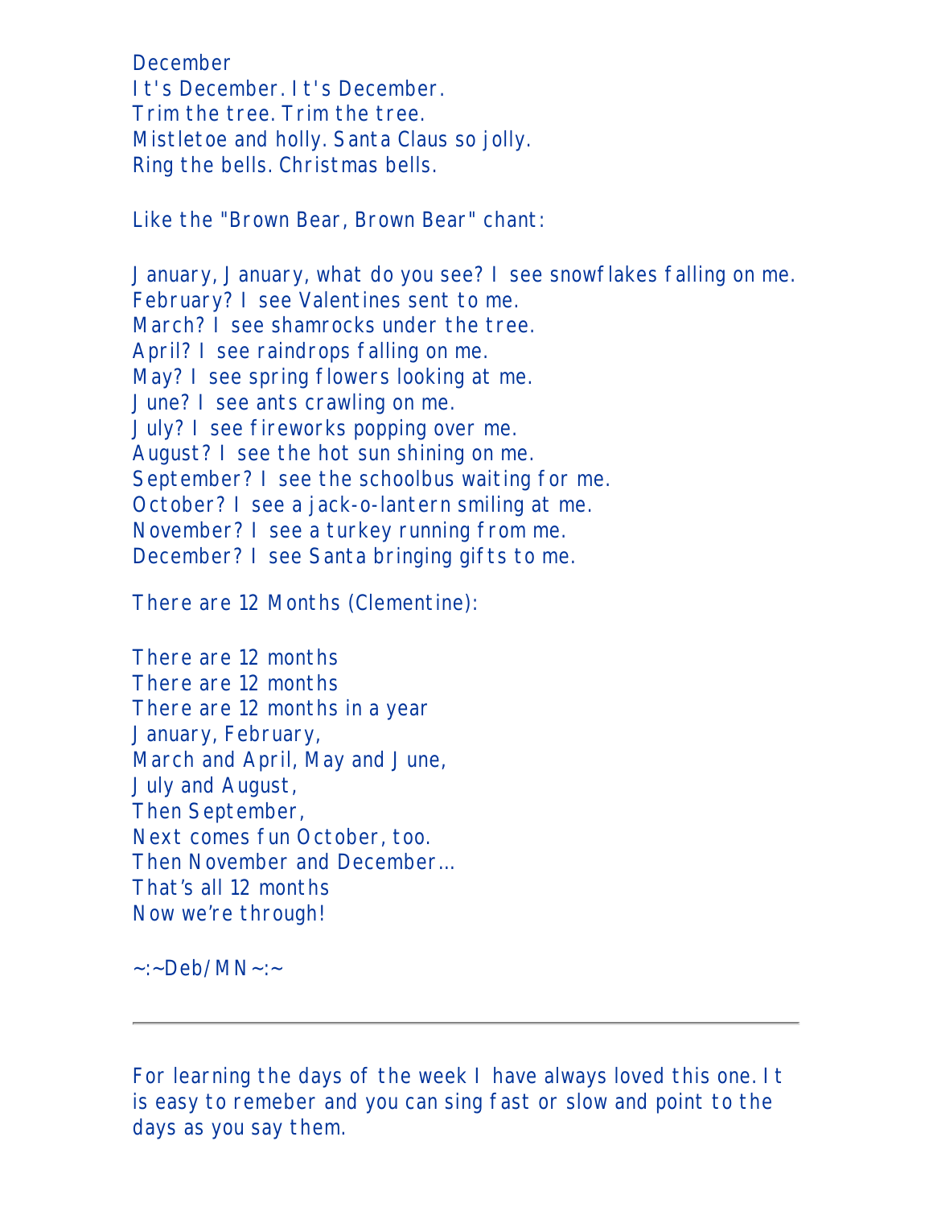December
It's December. It's December.
Trim the tree. Trim the tree.
Mistletoe and holly. Santa Claus so jolly.
Ring the bells. Christmas bells.

Like the "Brown Bear, Brown Bear" chant:

January, January, what do you see? I see snowflakes falling on me.
February? I see Valentines sent to me.
March? I see shamrocks under the tree.
April? I see raindrops falling on me.
May? I see spring flowers looking at me.
June? I see ants crawling on me.
July? I see fireworks popping over me.
August? I see the hot sun shining on me.
September? I see the schoolbus waiting for me.
October? I see a jack-o-lantern smiling at me.
November? I see a turkey running from me.
December? I see Santa bringing gifts to me.

There are 12 Months (Clementine):

There are 12 months
There are 12 months
There are 12 months in a year
January, February,
March and April, May and June,
July and August,
Then September,
Next comes fun October, too.
Then November and December...
That's all 12 months
Now we're through!

~:~Deb/MN~:~

---

For learning the days of the week I have always loved this one. It is easy to remeber and you can sing fast or slow and point to the days as you say them.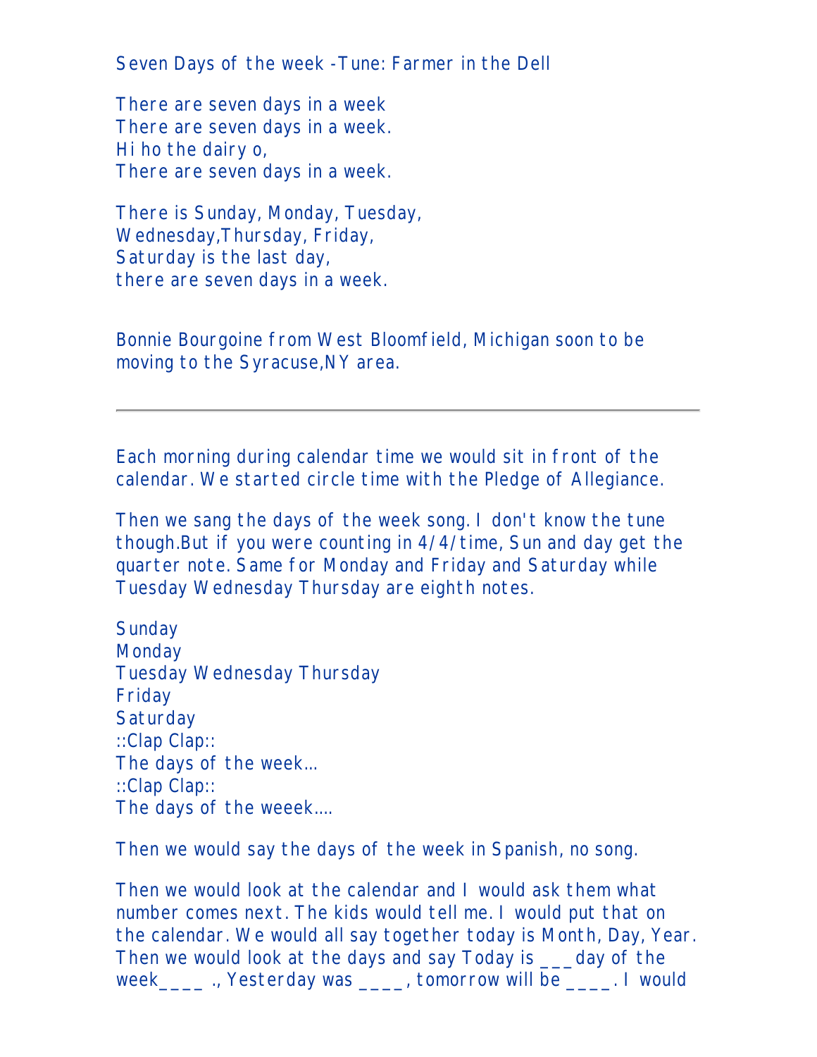Seven Days of the week -Tune: Farmer in the Dell

There are seven days in a week  
There are seven days in a week.  
Hi ho the dairy o,  
There are seven days in a week.

There is Sunday, Monday, Tuesday,  
Wednesday,Thursday, Friday,  
Saturday is the last day,  
there are seven days in a week.

Bonnie Bourgoine from West Bloomfield, Michigan soon to be moving to the Syracuse,NY area.

---

Each morning during calendar time we would sit in front of the calendar. We started circle time with the Pledge of Allegiance.

Then we sang the days of the week song. I don't know the tune though.But if you were counting in 4/4/time, Sun and day get the quarter note. Same for Monday and Friday and Saturday while Tuesday Wednesday Thursday are eighth notes.

Sunday  
Monday  
Tuesday Wednesday Thursday  
Friday  
Saturday  
::Clap Clap::  
The days of the week...  
::Clap Clap::  
The days of the weeek....

Then we would say the days of the week in Spanish, no song.

Then we would look at the calendar and I would ask them what number comes next. The kids would tell me. I would put that on the calendar. We would all say together today is Month, Day, Year. Then we would look at the days and say Today is ___day of the week____ ., Yesterday was ____, tomorrow will be ____. I would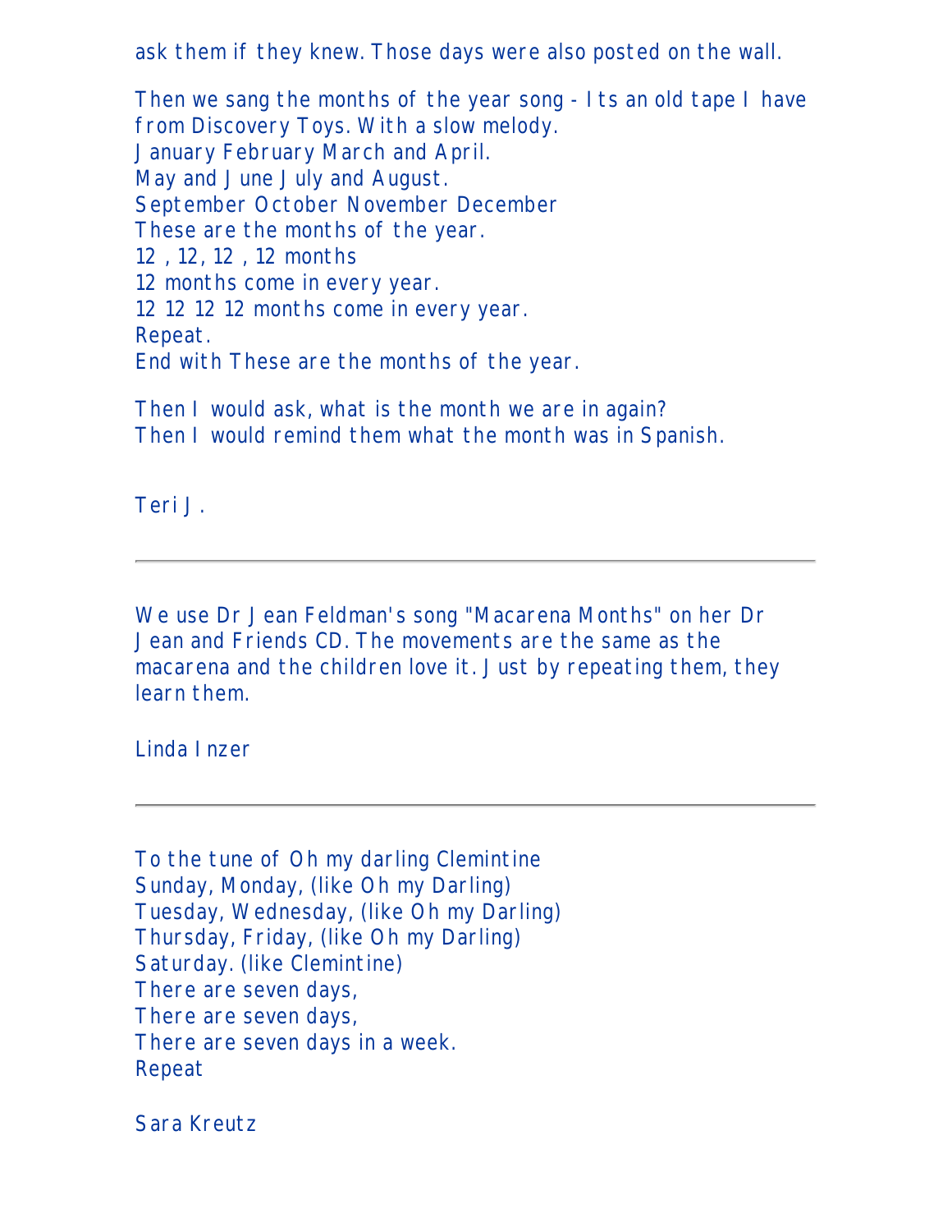ask them if they knew. Those days were also posted on the wall.

Then we sang the months of the year song - Its an old tape I have from Discovery Toys. With a slow melody.
January February March and April.
May and June July and August.
September October November December
These are the months of the year.
12 , 12, 12 , 12 months
12 months come in every year.
12 12 12 12 months come in every year.
Repeat.
End with These are the months of the year.

Then I would ask, what is the month we are in again?
Then I would remind them what the month was in Spanish.

Teri J.

---

We use Dr Jean Feldman's song "Macarena Months" on her Dr Jean and Friends CD. The movements are the same as the macarena and the children love it. Just by repeating them, they learn them.

Linda Inzer

---

To the tune of Oh my darling Clemintine
Sunday, Monday, (like Oh my Darling)
Tuesday, Wednesday, (like Oh my Darling)
Thursday, Friday, (like Oh my Darling)
Saturday. (like Clemintine)
There are seven days,
There are seven days,
There are seven days in a week.
Repeat

Sara Kreutz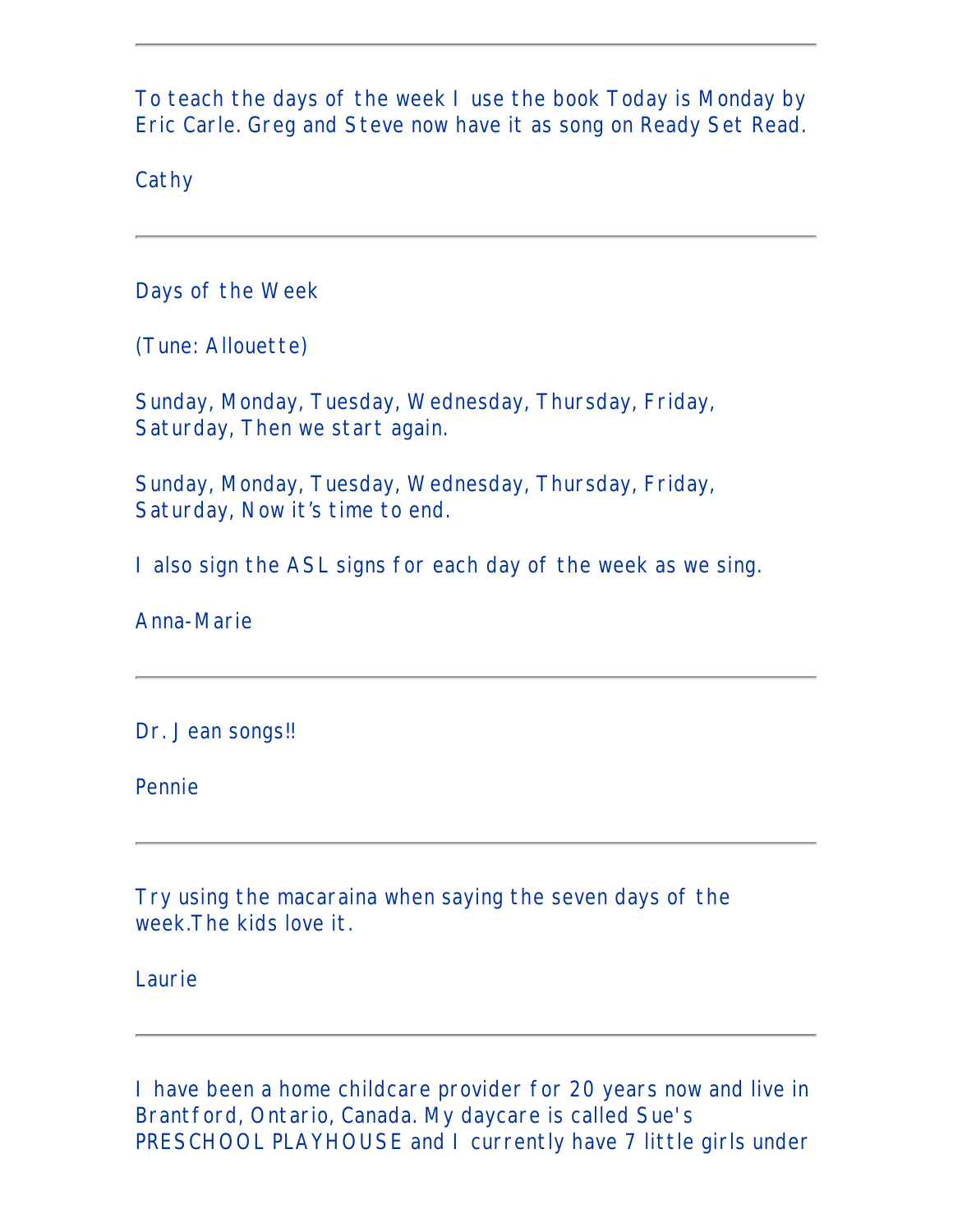---

To teach the days of the week I use the book Today is Monday by Eric Carle. Greg and Steve now have it as song on Ready Set Read.

Cathy

---

Days of the Week

(Tune: Allouette)

Sunday, Monday, Tuesday, Wednesday, Thursday, Friday, Saturday, Then we start again.

Sunday, Monday, Tuesday, Wednesday, Thursday, Friday, Saturday, Now it's time to end.

I also sign the ASL signs for each day of the week as we sing.

Anna-Marie

---

Dr. Jean songs!!

Pennie

---

Try using the macaraina when saying the seven days of the week.The kids love it.

Laurie

---

I have been a home childcare provider for 20 years now and live in Brantford, Ontario, Canada. My daycare is called Sue's PRESCHOOL PLAYHOUSE and I currently have 7 little girls under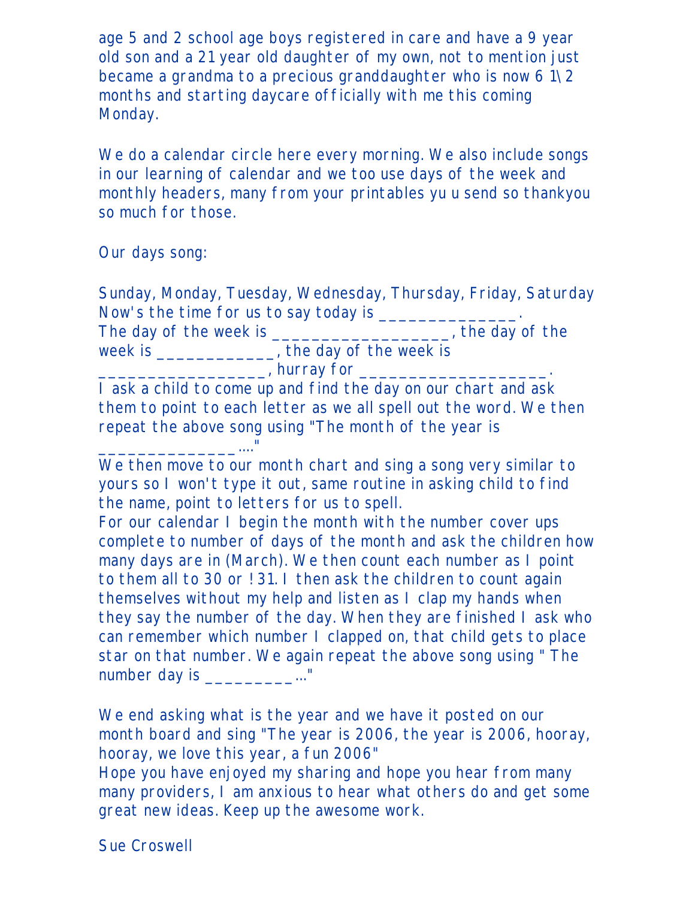age 5 and 2 school age boys registered in care and have a 9 year old son and a 21 year old daughter of my own, not to mention just became a grandma to a precious granddaughter who is now 6 1\2 months and starting daycare officially with me this coming Monday.

We do a calendar circle here every morning. We also include songs in our learning of calendar and we too use days of the week and monthly headers, many from your printables yu u send so thankyou so much for those.

Our days song:

Sunday, Monday, Tuesday, Wednesday, Thursday, Friday, Saturday
Now's the time for us to say today is ______________.
The day of the week is __________________, the day of the week is ____________, the day of the week is _________________, hurray for ___________________.
I ask a child to come up and find the day on our chart and ask them to point to each letter as we all spell out the word. We then repeat the above song using "The month of the year is ______________...."
We then move to our month chart and sing a song very similar to yours so I won't type it out, same routine in asking child to find the name, point to letters for us to spell.
For our calendar I begin the month with the number cover ups complete to number of days of the month and ask the children how many days are in (March). We then count each number as I point to them all to 30 or !31. I then ask the children to count again themselves without my help and listen as I clap my hands when they say the number of the day. When they are finished I ask who can remember which number I clapped on, that child gets to place star on that number. We again repeat the above song using " The number day is _________..."

We end asking what is the year and we have it posted on our month board and sing "The year is 2006, the year is 2006, hooray, hooray, we love this year, a fun 2006"
Hope you have enjoyed my sharing and hope you hear from many many providers, I am anxious to hear what others do and get some great new ideas. Keep up the awesome work.

Sue Croswell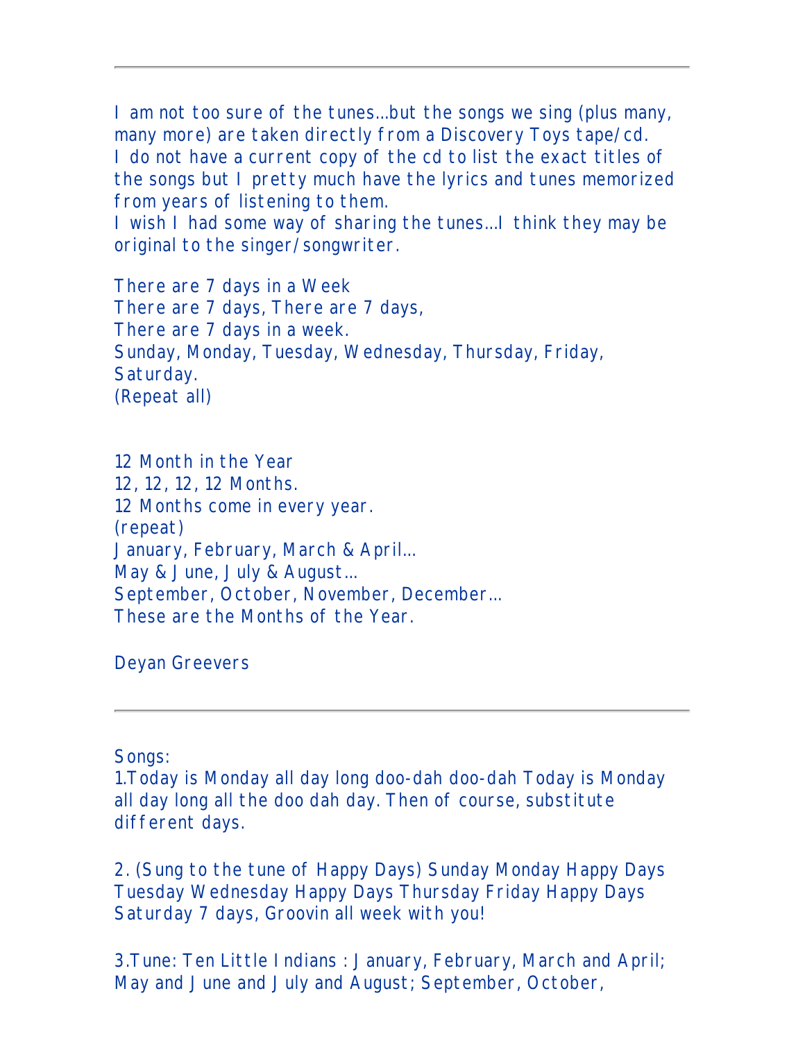---

I am not too sure of the tunes...but the songs we sing (plus many, many more) are taken directly from a Discovery Toys tape/cd.
I do not have a current copy of the cd to list the exact titles of the songs but I pretty much have the lyrics and tunes memorized from years of listening to them.
I wish I had some way of sharing the tunes...I think they may be original to the singer/songwriter.

There are 7 days in a Week
There are 7 days, There are 7 days,
There are 7 days in a week.
Sunday, Monday, Tuesday, Wednesday, Thursday, Friday, Saturday.
(Repeat all)

12 Month in the Year
12, 12, 12, 12 Months.
12 Months come in every year.
(repeat)
January, February, March & April...
May & June, July & August...
September, October, November, December...
These are the Months of the Year.

Deyan Greevers

---

Songs:
1.Today is Monday all day long doo-dah doo-dah Today is Monday all day long all the doo dah day. Then of course, substitute different days.

2. (Sung to the tune of Happy Days) Sunday Monday Happy Days Tuesday Wednesday Happy Days Thursday Friday Happy Days Saturday 7 days, Groovin all week with you!

3.Tune: Ten Little Indians : January, February, March and April; May and June and July and August; September, October,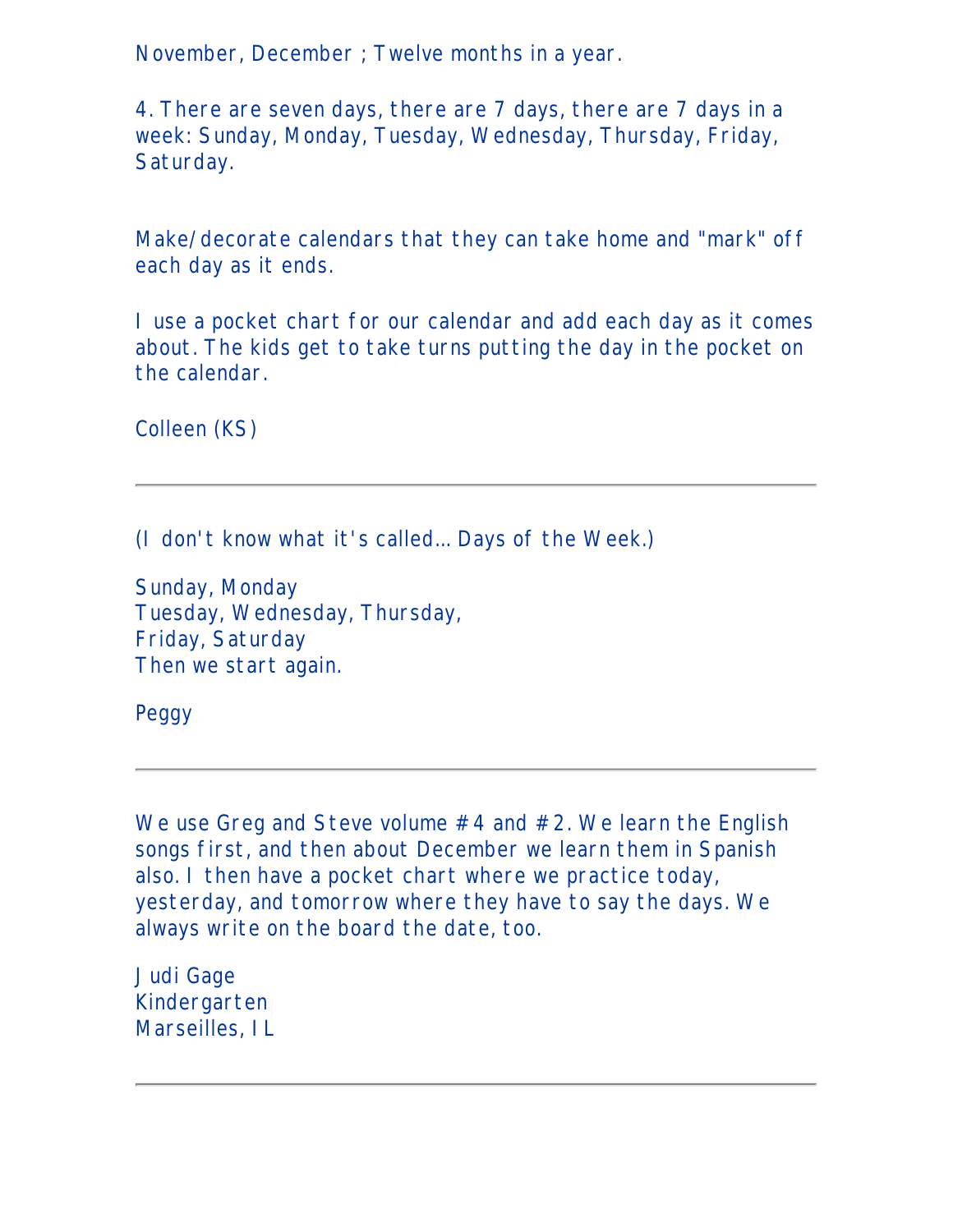November, December ; Twelve months in a year.

4. There are seven days, there are 7 days, there are 7 days in a week: Sunday, Monday, Tuesday, Wednesday, Thursday, Friday, Saturday.

Make/decorate calendars that they can take home and "mark" off each day as it ends.

I use a pocket chart for our calendar and add each day as it comes about. The kids get to take turns putting the day in the pocket on the calendar.

Colleen (KS)

---

(I don't know what it's called... Days of the Week.)

Sunday, Monday  
Tuesday, Wednesday, Thursday,  
Friday, Saturday  
Then we start again.

Peggy

---

We use Greg and Steve volume #4 and #2. We learn the English songs first, and then about December we learn them in Spanish also. I then have a pocket chart where we practice today, yesterday, and tomorrow where they have to say the days. We always write on the board the date, too.

Judi Gage  
Kindergarten  
Marseilles, IL

---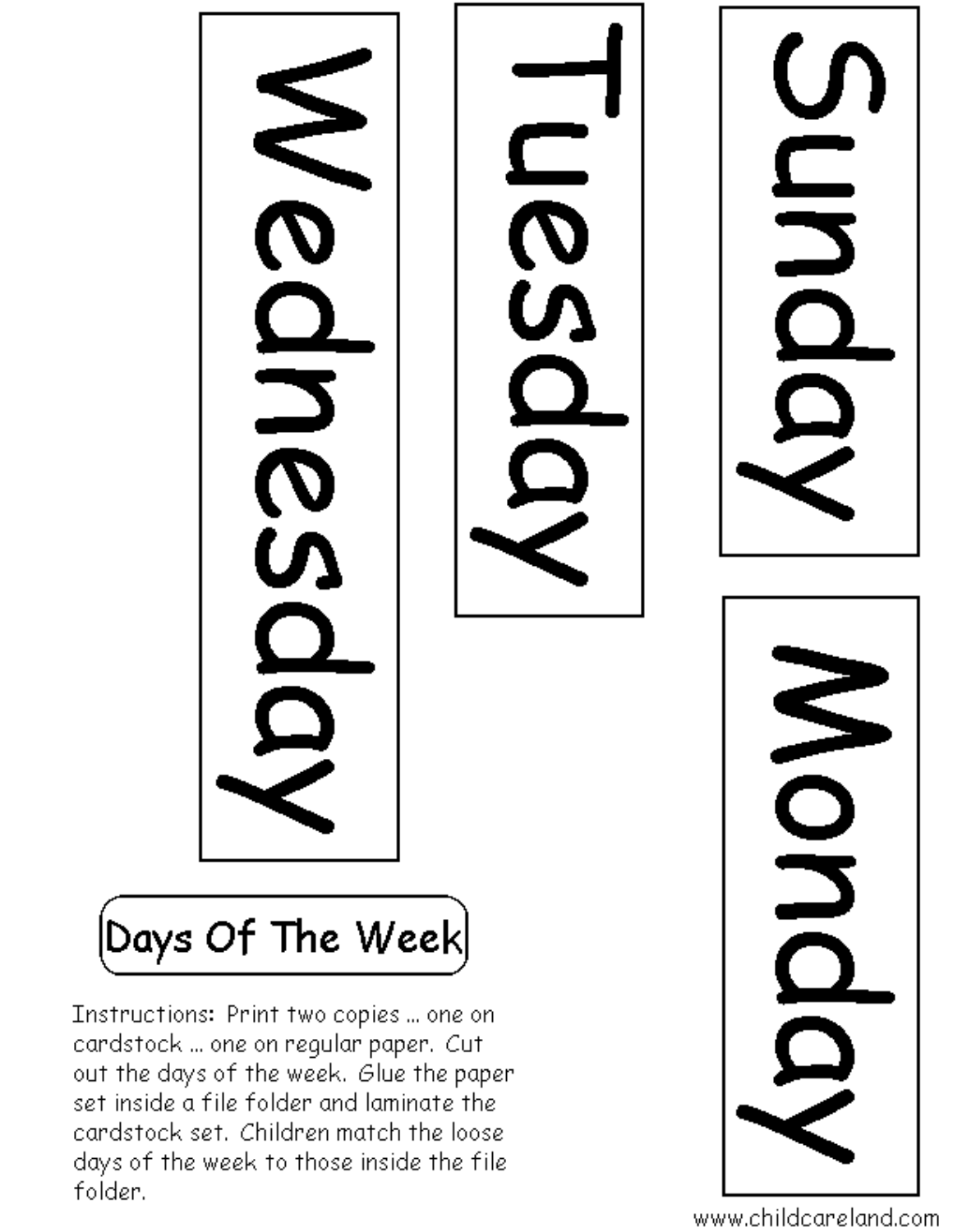Wednesday

Tuesday

Sunday

Monday

## Days Of The Week

Instructions: Print two copies ... one on cardstock ... one on regular paper. Cut out the days of the week. Glue the paper set inside a file folder and laminate the cardstock set. Children match the loose days of the week to those inside the file folder.

www.childcareland.com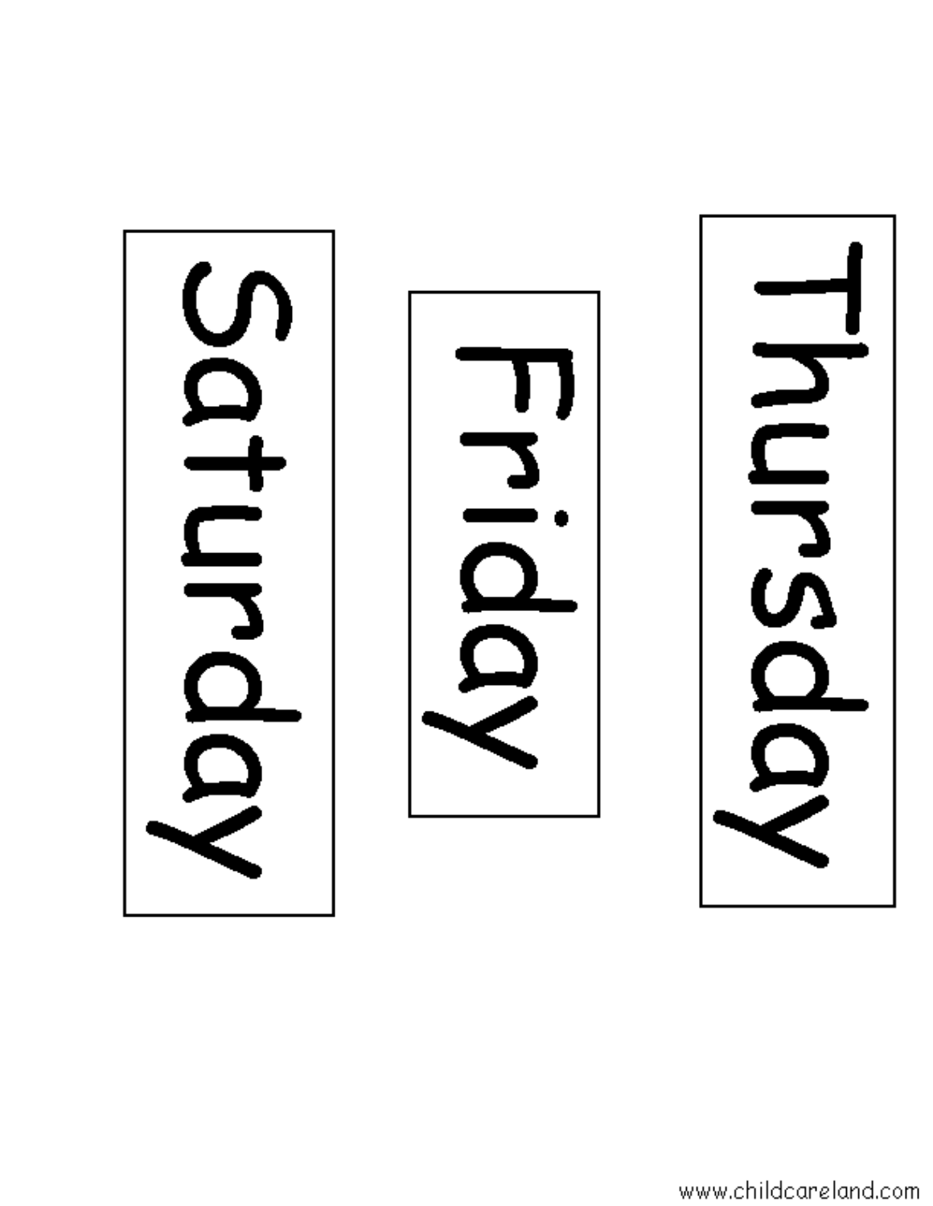Saturday

Friday

Thursday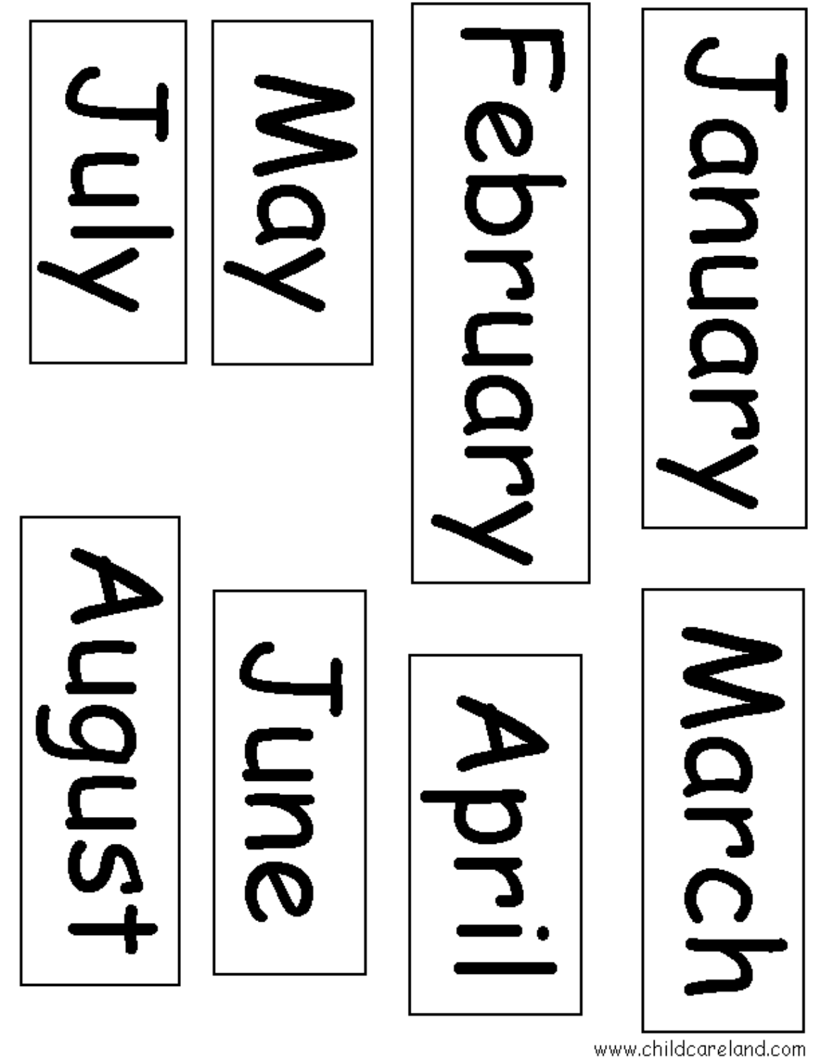January

February

March

April

May

June

July

August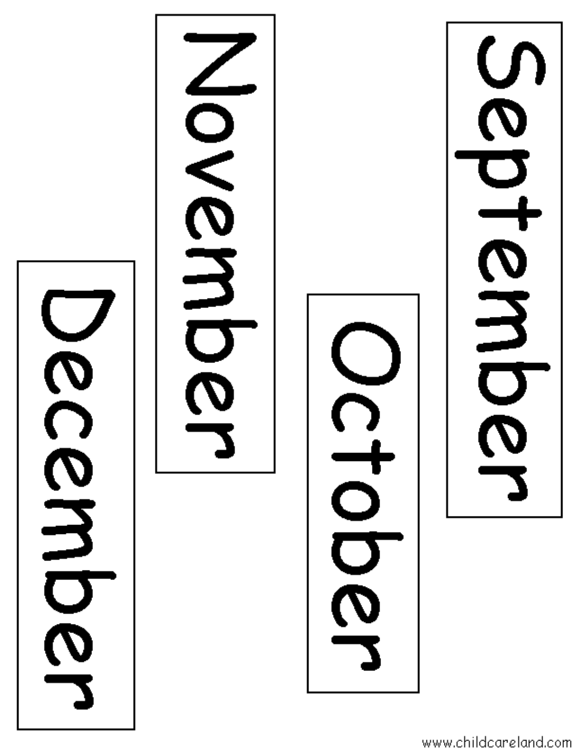September

October

November

December

www.childcareland.com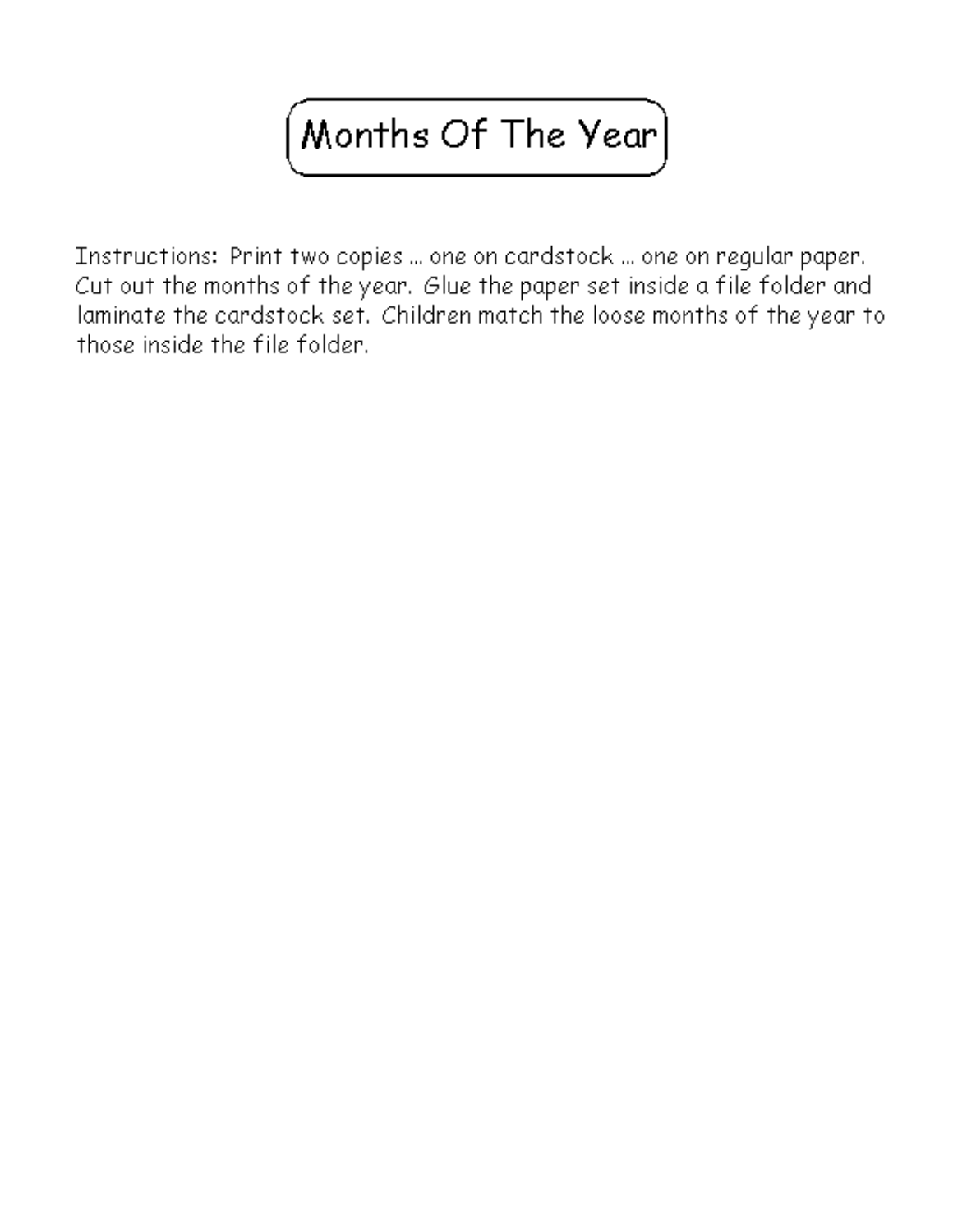# Months Of The Year

Instructions: Print two copies … one on cardstock … one on regular paper. Cut out the months of the year. Glue the paper set inside a file folder and laminate the cardstock set. Children match the loose months of the year to those inside the file folder.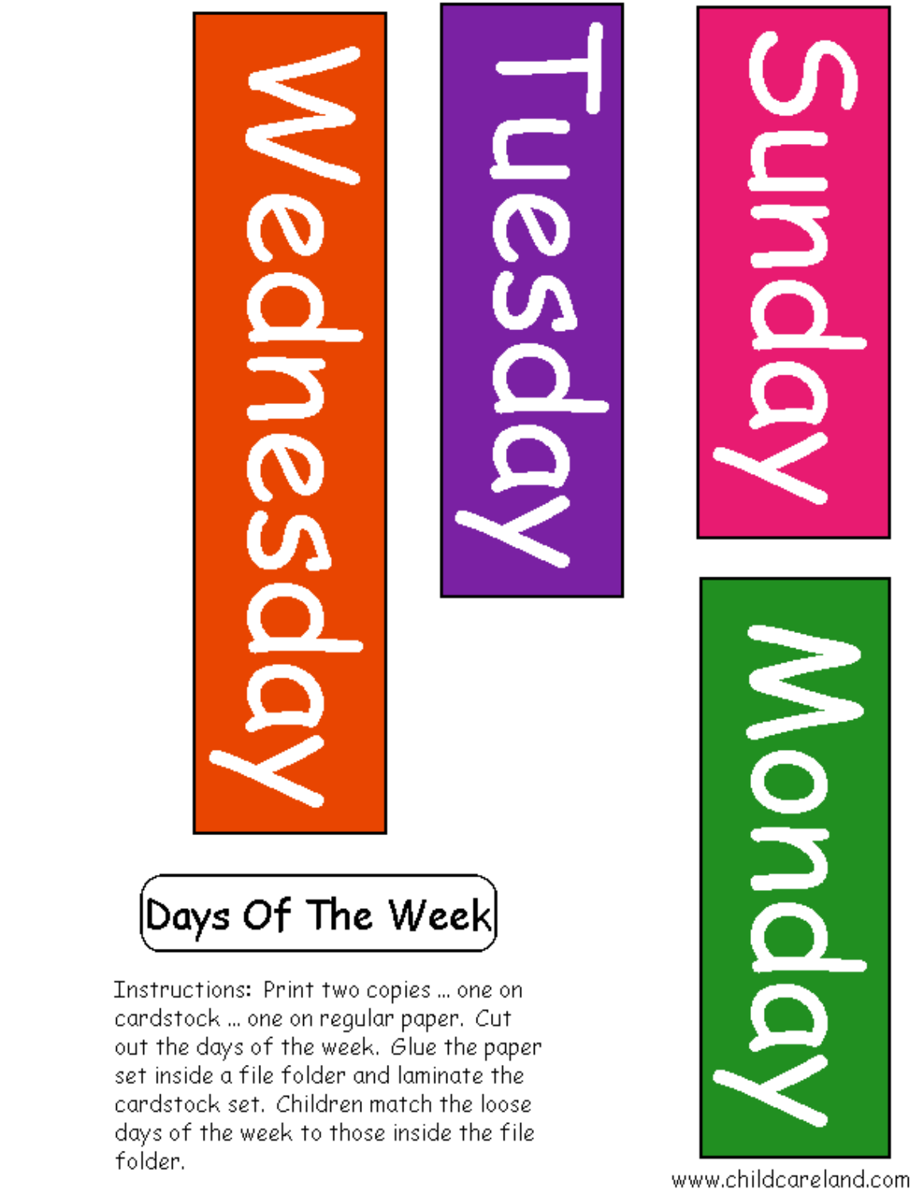Wednesday

Tuesday

Sunday

Monday

## Days Of The Week

Instructions: Print two copies ... one on cardstock ... one on regular paper. Cut out the days of the week. Glue the paper set inside a file folder and laminate the cardstock set. Children match the loose days of the week to those inside the file folder.

www.childcareland.com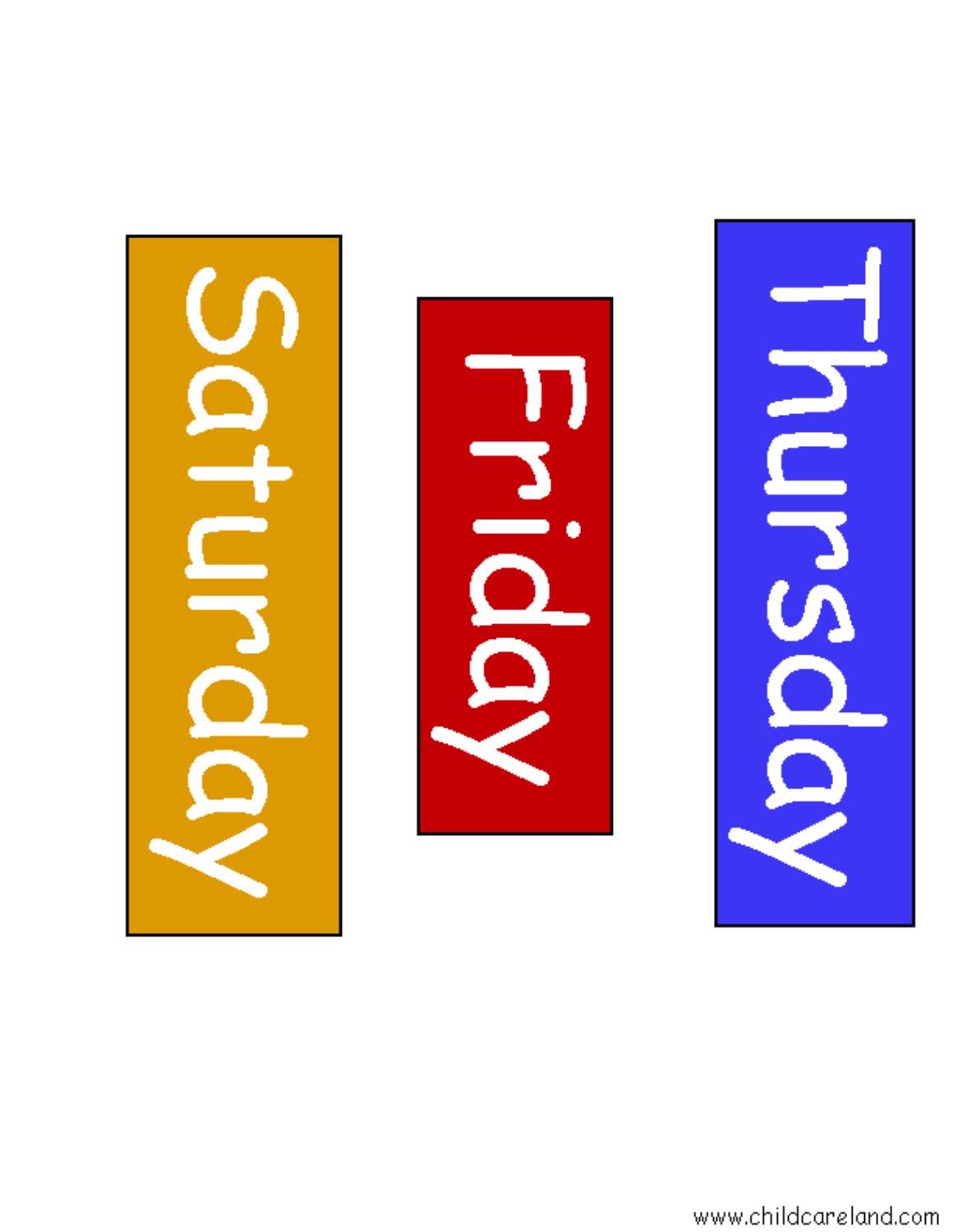Saturday

Friday

Thursday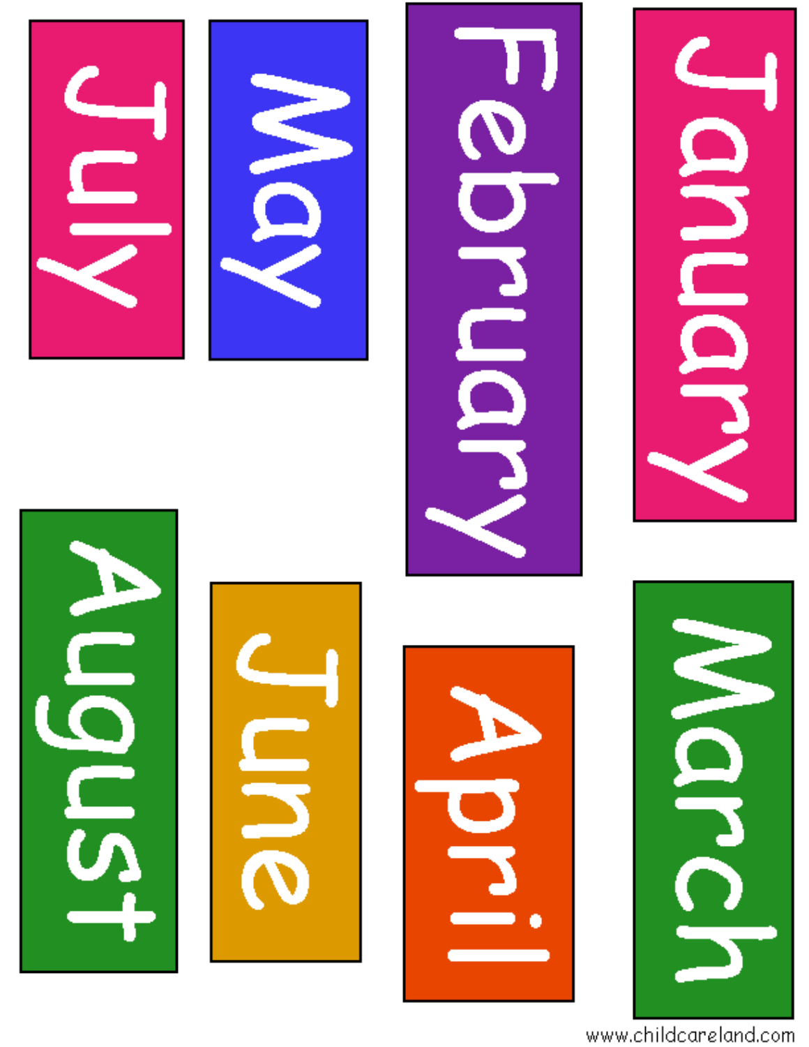January

February

March

April

May

June

July

August

www.childcareland.com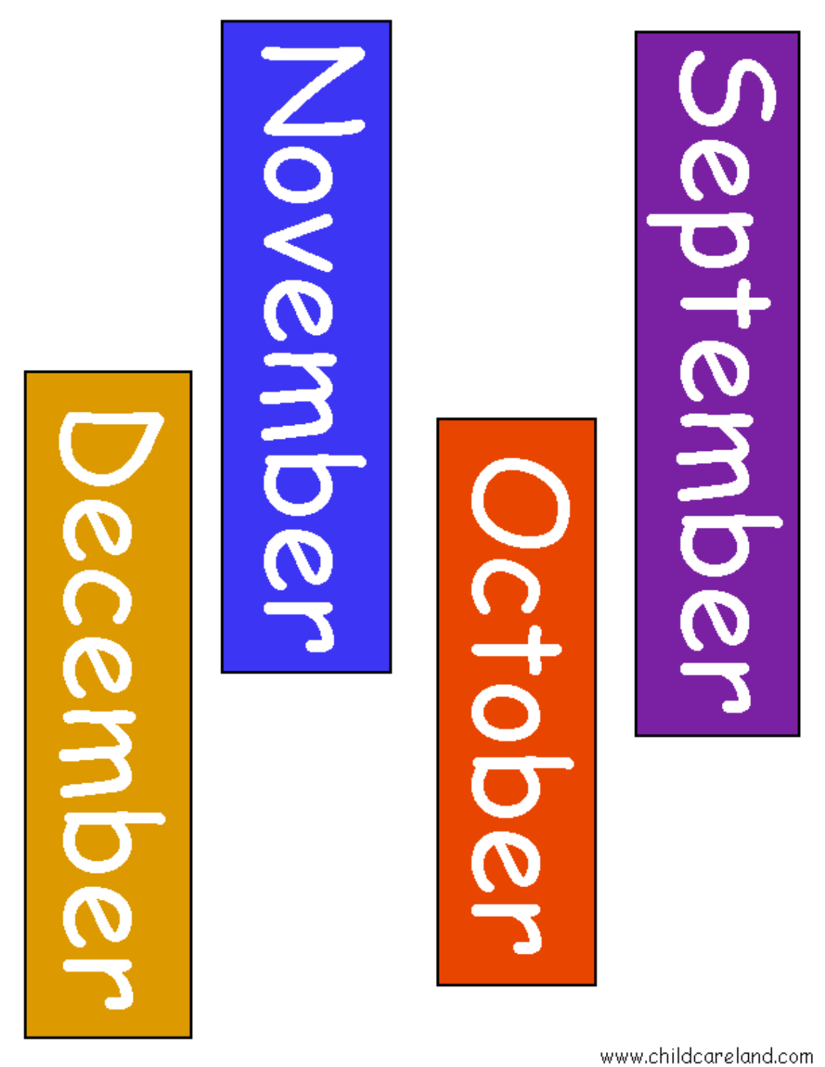September

October

November

December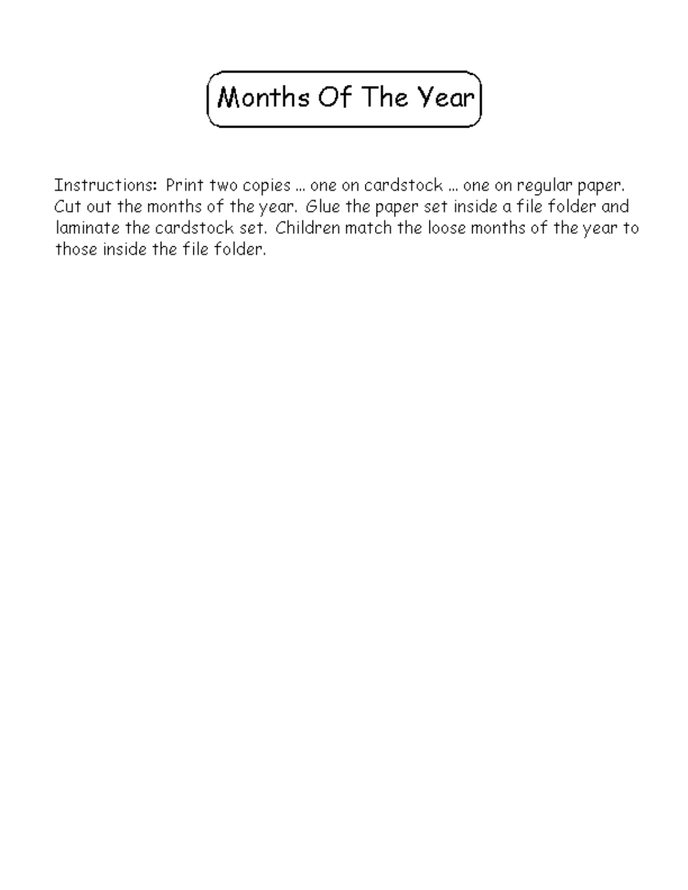# Months Of The Year

Instructions: Print two copies ... one on cardstock ... one on regular paper. Cut out the months of the year. Glue the paper set inside a file folder and laminate the cardstock set. Children match the loose months of the year to those inside the file folder.